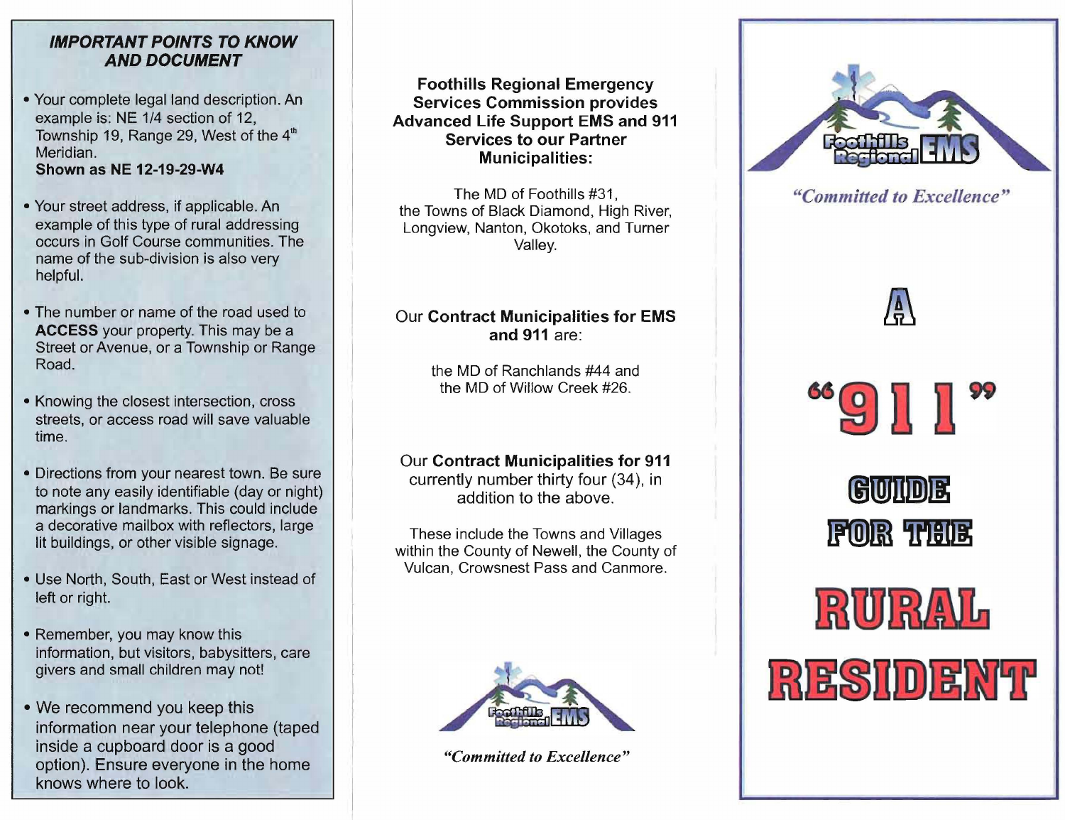### IMPORTANT POINTS TO KNOW AND DOCUMENT

- Your complete legal land description. An example is: NE 1/4 section of 12, Township 19, Range 29, West of the 4th Meridian. **Shown as NE 12-19-29-W4**
- Your street address, if applicable. An example of this type of rural addressing occurs in Golf Course communities. The name of the sub-division is also very helpful.
- The number or name of the road used to **ACCESS** your property. This may be a Street or Avenue, or a Township or Range Road.
- Knowing the closest intersection, cross streets, or access road will save valuable time.
- Directions from your nearest town. Be sure to note any easily identifiable (day or night) markings or landmarks. This could include a decorative mailbox with reflectors, large lit buildings, or other visible signage.
- Use North, South, East or West instead of left or right.
- Remember, you may know this information, but visitors, babysitters, care givers and small children may not!
- We recommend you keep this information near your telephone (taped inside a cupboard door is a good option). Ensure everyone in the home knows where to look.

**Foothills Regional Emergency Services Commission provides Advanced Life Support EMS and 911 Services to our Partner Municipalities:**

The MD of Foothills #31, the Towns of Black Diamond, High River, Longview, Nanton, Okotoks, and Turner Valley.

Our **Contract Municipalities for EMS and 911** are:

the MD of Ranchlands #44 and the MD of Willow Creek #26.

Our **Contract Municipalities for 911** currently number thirty four (34), in addition to the above.

These include the Towns and Villages within the County of Newell, the County of Vulcan, Crowsnest Pass and Canmore.

Foothills Regional EMS

*"Committed to Excellence"*

Foothills Regional EMS

*"Committed to Excellence"*

# A "911" GUIDE FOR THE RURAL RESIDENT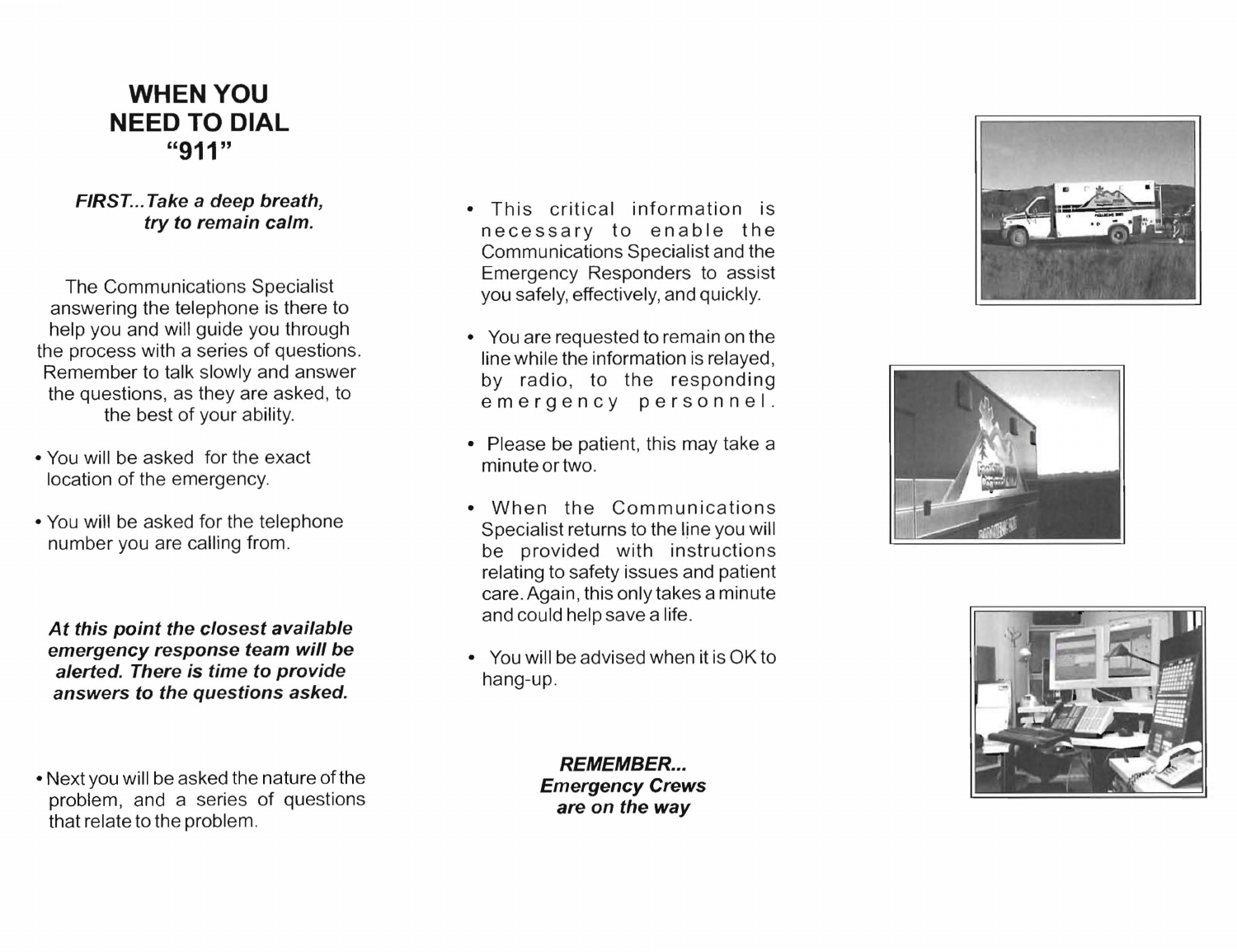# WHEN YOU NEED TO DIAL "911"

***FIRST...Take a deep breath, try to remain calm.***

The Communications Specialist answering the telephone is there to help you and will guide you through the process with a series of questions. Remember to talk slowly and answer the questions, as they are asked, to the best of your ability.

- You will be asked for the exact location of the emergency.
- You will be asked for the telephone number you are calling from.

***At this point the closest available emergency response team will be alerted. There is time to provide answers to the questions asked.***

- Next you will be asked the nature of the problem, and a series of questions that relate to the problem.
- This critical information is necessary to enable the Communications Specialist and the Emergency Responders to assist you safely, effectively, and quickly.
- You are requested to remain on the line while the information is relayed, by radio, to the responding emergency personnel.
- Please be patient, this may take a minute or two.
- When the Communications Specialist returns to the line you will be provided with instructions relating to safety issues and patient care. Again, this only takes a minute and could help save a life.
- You will be advised when it is OK to hang-up.

***REMEMBER... Emergency Crews are on the way***